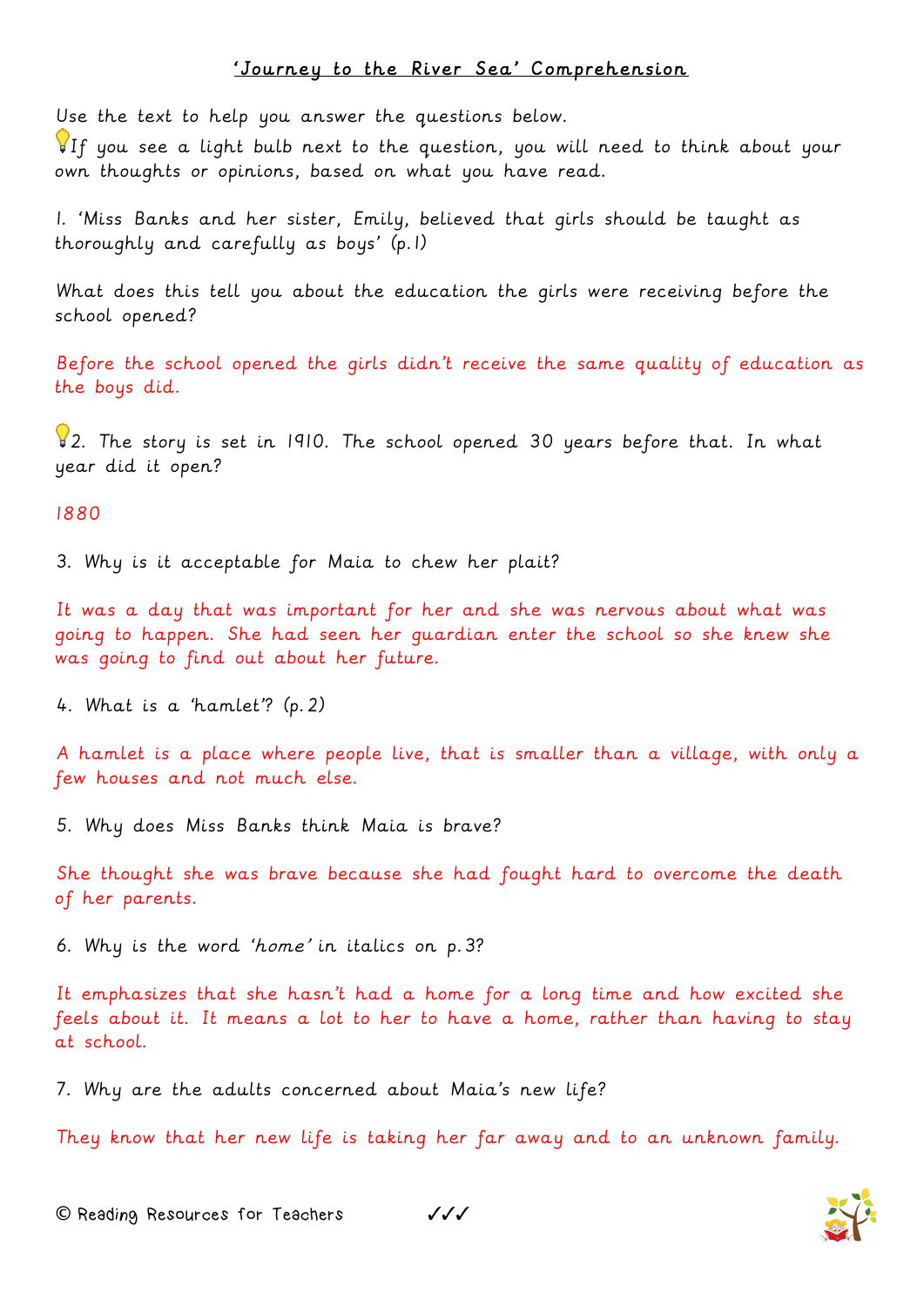# 'Journey to the River Sea' Comprehension

Use the text to help you answer the questions below.
💡If you see a light bulb next to the question, you will need to think about your own thoughts or opinions, based on what you have read.

1. 'Miss Banks and her sister, Emily, believed that girls should be taught as thoroughly and carefully as boys' (p.1)

What does this tell you about the education the girls were receiving before the school opened?

Before the school opened the girls didn't receive the same quality of education as the boys did.

💡2. The story is set in 1910. The school opened 30 years before that. In what year did it open?

1880

3. Why is it acceptable for Maia to chew her plait?

It was a day that was important for her and she was nervous about what was going to happen. She had seen her guardian enter the school so she knew she was going to find out about her future.

4. What is a 'hamlet'? (p.2)

A hamlet is a place where people live, that is smaller than a village, with only a few houses and not much else.

5. Why does Miss Banks think Maia is brave?

She thought she was brave because she had fought hard to overcome the death of her parents.

6. Why is the word *'home'* in italics on p.3?

It emphasizes that she hasn't had a home for a long time and how excited she feels about it. It means a lot to her to have a home, rather than having to stay at school.

7. Why are the adults concerned about Maia's new life?

They know that her new life is taking her far away and to an unknown family.

© Reading Resources for Teachers ✓✓✓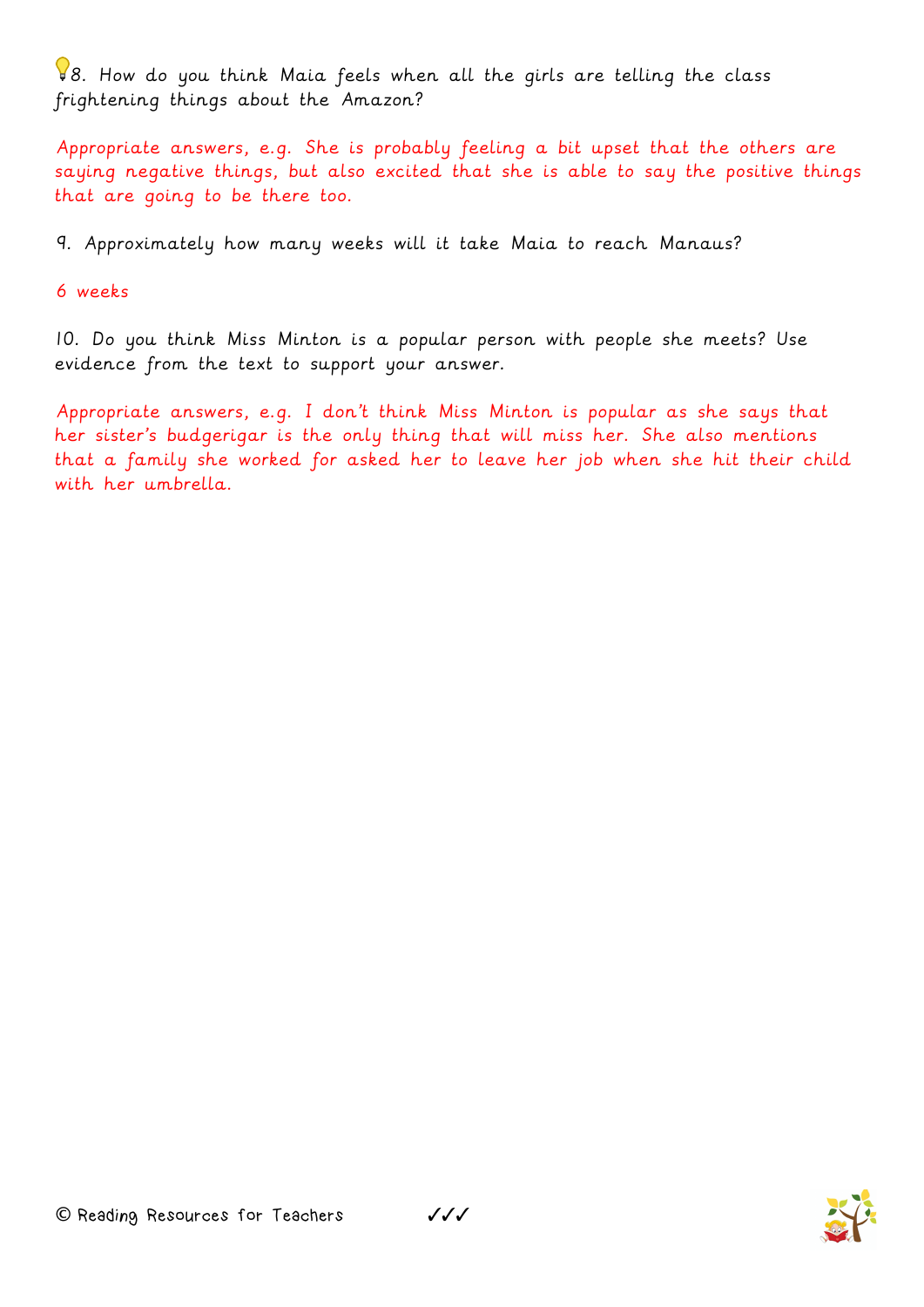8. How do you think Maia feels when all the girls are telling the class frightening things about the Amazon?

Appropriate answers, e.g. She is probably feeling a bit upset that the others are saying negative things, but also excited that she is able to say the positive things that are going to be there too.

9. Approximately how many weeks will it take Maia to reach Manaus?

6 weeks

10. Do you think Miss Minton is a popular person with people she meets? Use evidence from the text to support your answer.

Appropriate answers, e.g. I don't think Miss Minton is popular as she says that her sister's budgerigar is the only thing that will miss her. She also mentions that a family she worked for asked her to leave her job when she hit their child with her umbrella.

© Reading Resources for Teachers ✓✓✓